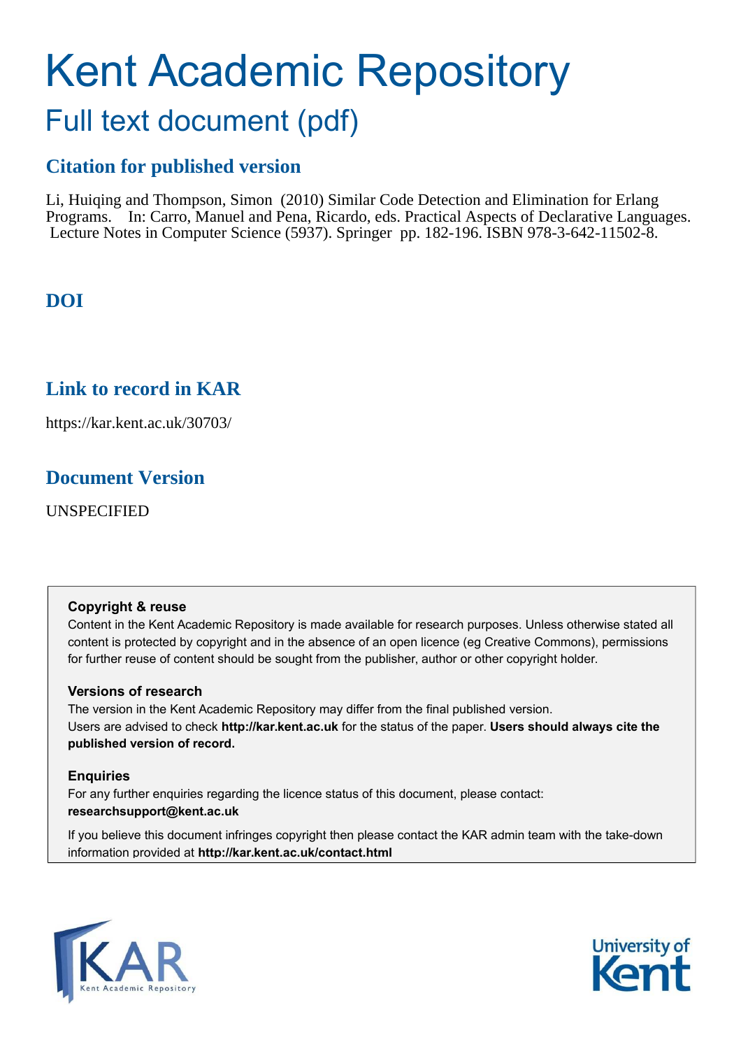# Kent Academic Repository

## Full text document (pdf)

### Citation for published version

Li, Huiqing and Thompson, Simon (2010) Similar Code Detection and Elimination for Erlang Programs. In: Carro, Manuel and Pena, Ricardo, eds. Practical Aspects of Declarative Languages. Lecture Notes in Computer Science (5937). Springer pp. 182-196. ISBN 978-3-642-11502-8.

### DOI

### Link to record in KAR

https://kar.kent.ac.uk/30703/

### Document Version

UNSPECIFIED

**Copyright & reuse**

Content in the Kent Academic Repository is made available for research purposes. Unless otherwise stated all content is protected by copyright and in the absence of an open licence (eg Creative Commons), permissions for further reuse of content should be sought from the publisher, author or other copyright holder.

**Versions of research**

The version in the Kent Academic Repository may differ from the final published version. Users are advised to check **http://kar.kent.ac.uk** for the status of the paper. **Users should always cite the published version of record.**

**Enquiries**

For any further enquiries regarding the licence status of this document, please contact: **researchsupport@kent.ac.uk**

If you believe this document infringes copyright then please contact the KAR admin team with the take-down information provided at **http://kar.kent.ac.uk/contact.html**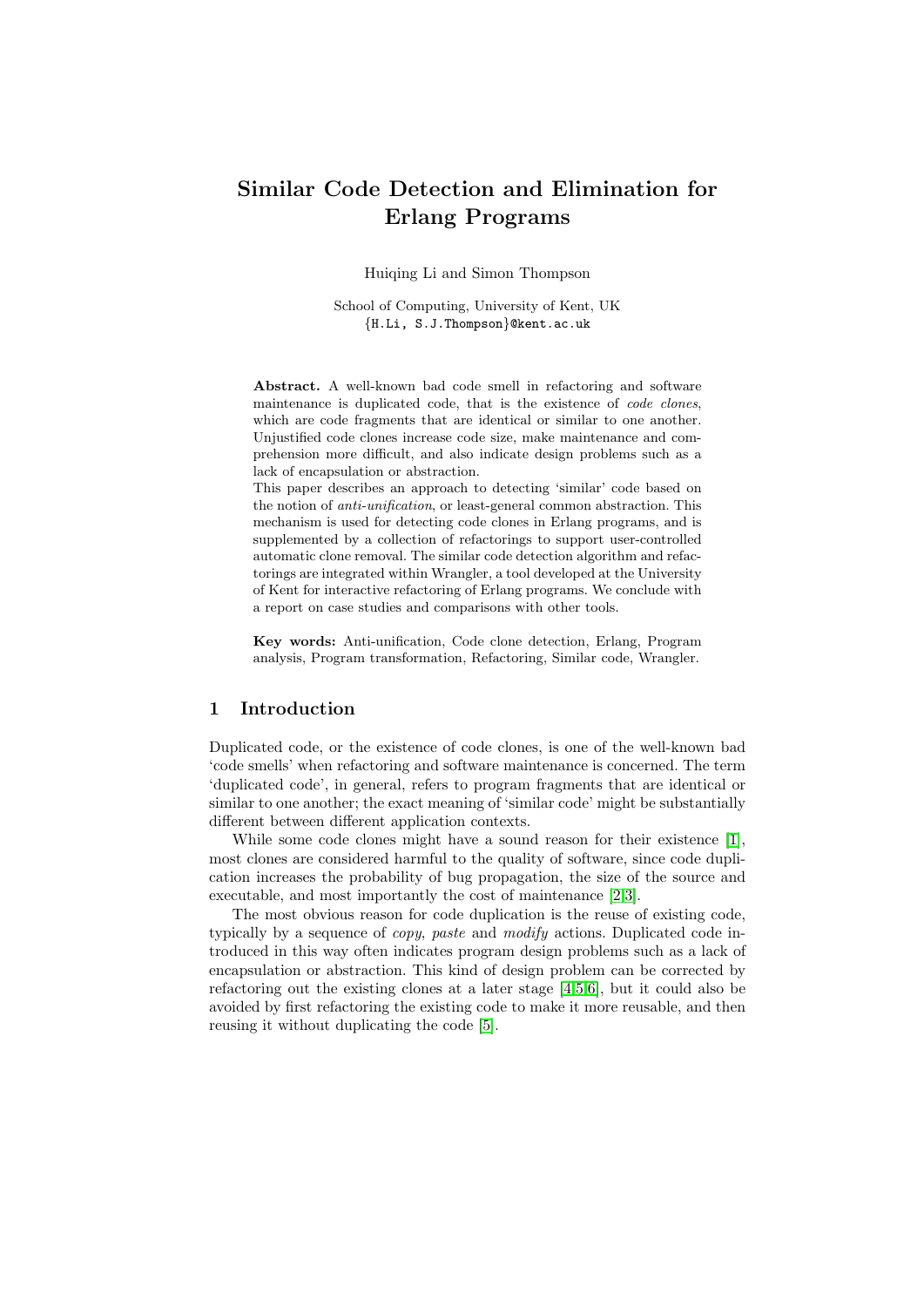# Similar Code Detection and Elimination for Erlang Programs

Huiqing Li and Simon Thompson

School of Computing, University of Kent, UK
{H.Li, S.J.Thompson}@kent.ac.uk

**Abstract.** A well-known bad code smell in refactoring and software maintenance is duplicated code, that is the existence of *code clones*, which are code fragments that are identical or similar to one another. Unjustified code clones increase code size, make maintenance and comprehension more difficult, and also indicate design problems such as a lack of encapsulation or abstraction.
This paper describes an approach to detecting 'similar' code based on the notion of *anti-unification*, or least-general common abstraction. This mechanism is used for detecting code clones in Erlang programs, and is supplemented by a collection of refactorings to support user-controlled automatic clone removal. The similar code detection algorithm and refactorings are integrated within Wrangler, a tool developed at the University of Kent for interactive refactoring of Erlang programs. We conclude with a report on case studies and comparisons with other tools.

**Key words:** Anti-unification, Code clone detection, Erlang, Program analysis, Program transformation, Refactoring, Similar code, Wrangler.

## 1 Introduction

Duplicated code, or the existence of code clones, is one of the well-known bad 'code smells' when refactoring and software maintenance is concerned. The term 'duplicated code', in general, refers to program fragments that are identical or similar to one another; the exact meaning of 'similar code' might be substantially different between different application contexts.

While some code clones might have a sound reason for their existence [1], most clones are considered harmful to the quality of software, since code duplication increases the probability of bug propagation, the size of the source and executable, and most importantly the cost of maintenance [2,3].

The most obvious reason for code duplication is the reuse of existing code, typically by a sequence of *copy*, *paste* and *modify* actions. Duplicated code introduced in this way often indicates program design problems such as a lack of encapsulation or abstraction. This kind of design problem can be corrected by refactoring out the existing clones at a later stage [4,5,6], but it could also be avoided by first refactoring the existing code to make it more reusable, and then reusing it without duplicating the code [5].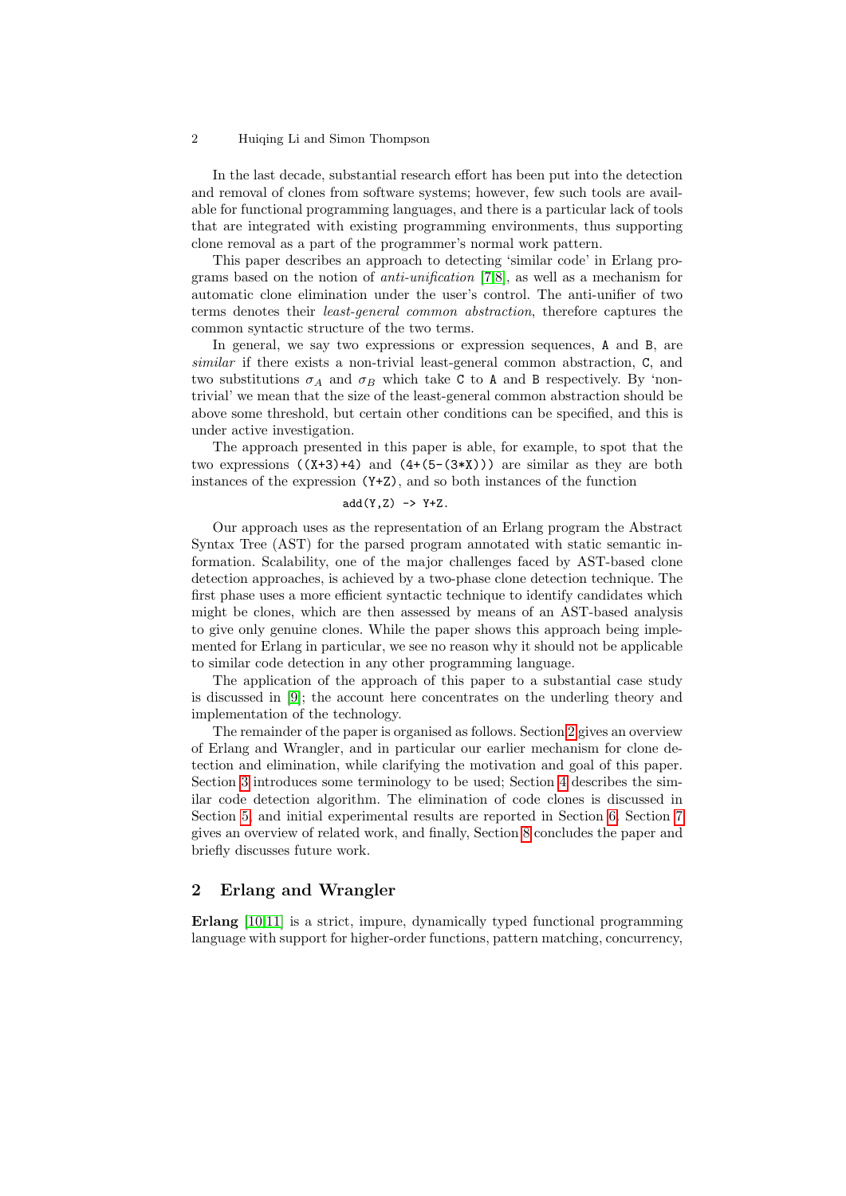In the last decade, substantial research effort has been put into the detection and removal of clones from software systems; however, few such tools are available for functional programming languages, and there is a particular lack of tools that are integrated with existing programming environments, thus supporting clone removal as a part of the programmer's normal work pattern.

This paper describes an approach to detecting 'similar code' in Erlang programs based on the notion of *anti-unification* [7,8], as well as a mechanism for automatic clone elimination under the user's control. The anti-unifier of two terms denotes their *least-general common abstraction*, therefore captures the common syntactic structure of the two terms.

In general, we say two expressions or expression sequences, `A` and `B`, are *similar* if there exists a non-trivial least-general common abstraction, `C`, and two substitutions $\sigma_A$ and $\sigma_B$ which take `C` to `A` and `B` respectively. By 'non-trivial' we mean that the size of the least-general common abstraction should be above some threshold, but certain other conditions can be specified, and this is under active investigation.

The approach presented in this paper is able, for example, to spot that the two expressions `((X+3)+4)` and `(4+(5-(3*X)))` are similar as they are both instances of the expression `(Y+Z)`, and so both instances of the function

```
add(Y,Z) -> Y+Z.
```

Our approach uses as the representation of an Erlang program the Abstract Syntax Tree (AST) for the parsed program annotated with static semantic information. Scalability, one of the major challenges faced by AST-based clone detection approaches, is achieved by a two-phase clone detection technique. The first phase uses a more efficient syntactic technique to identify candidates which might be clones, which are then assessed by means of an AST-based analysis to give only genuine clones. While the paper shows this approach being implemented for Erlang in particular, we see no reason why it should not be applicable to similar code detection in any other programming language.

The application of the approach of this paper to a substantial case study is discussed in [9]; the account here concentrates on the underling theory and implementation of the technology.

The remainder of the paper is organised as follows. Section 2 gives an overview of Erlang and Wrangler, and in particular our earlier mechanism for clone detection and elimination, while clarifying the motivation and goal of this paper. Section 3 introduces some terminology to be used; Section 4 describes the similar code detection algorithm. The elimination of code clones is discussed in Section 5, and initial experimental results are reported in Section 6. Section 7 gives an overview of related work, and finally, Section 8 concludes the paper and briefly discusses future work.

## 2 Erlang and Wrangler

**Erlang** [10,11] is a strict, impure, dynamically typed functional programming language with support for higher-order functions, pattern matching, concurrency,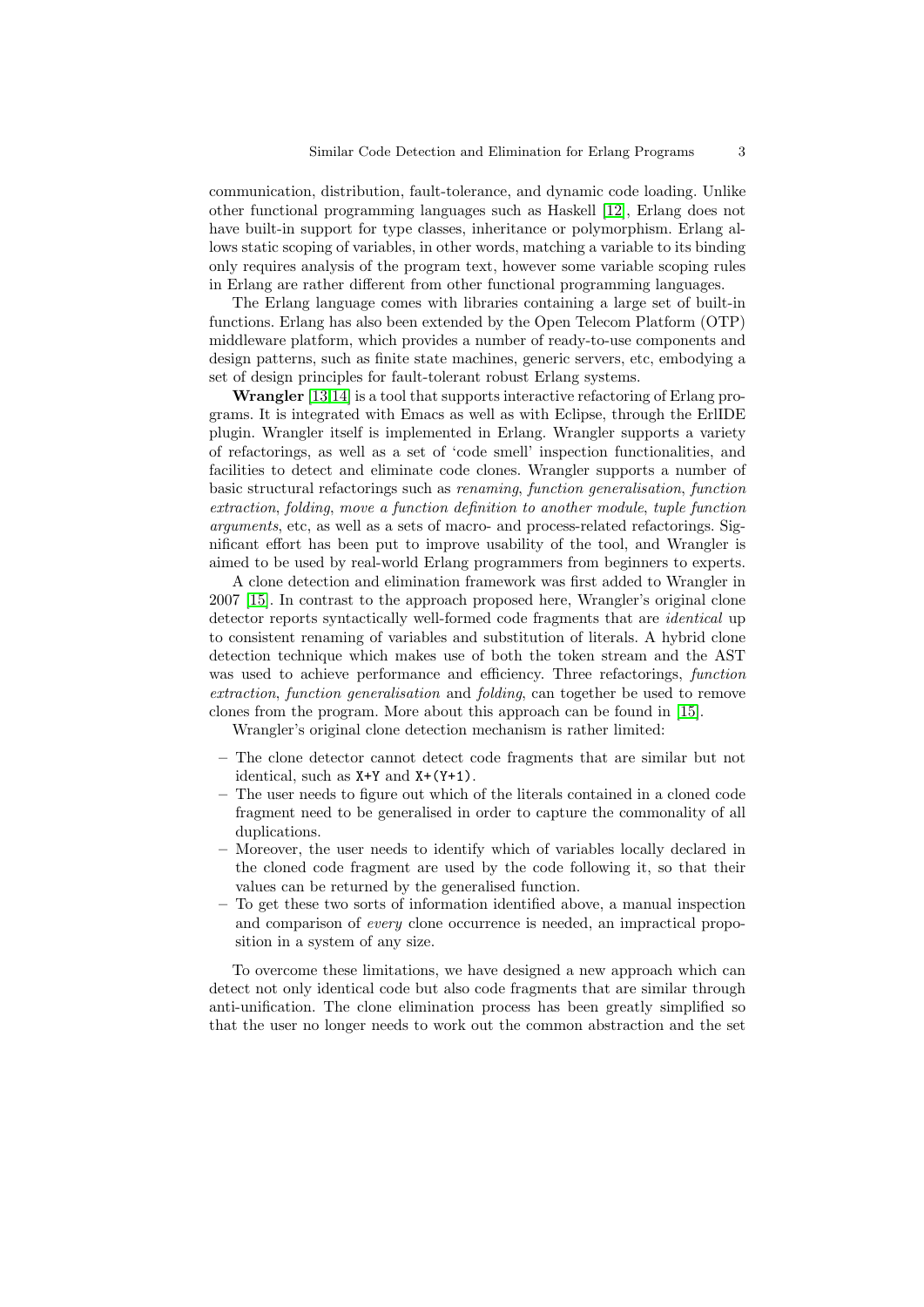communication, distribution, fault-tolerance, and dynamic code loading. Unlike other functional programming languages such as Haskell [12], Erlang does not have built-in support for type classes, inheritance or polymorphism. Erlang allows static scoping of variables, in other words, matching a variable to its binding only requires analysis of the program text, however some variable scoping rules in Erlang are rather different from other functional programming languages.

The Erlang language comes with libraries containing a large set of built-in functions. Erlang has also been extended by the Open Telecom Platform (OTP) middleware platform, which provides a number of ready-to-use components and design patterns, such as finite state machines, generic servers, etc, embodying a set of design principles for fault-tolerant robust Erlang systems.

**Wrangler** [13,14] is a tool that supports interactive refactoring of Erlang programs. It is integrated with Emacs as well as with Eclipse, through the ErlIDE plugin. Wrangler itself is implemented in Erlang. Wrangler supports a variety of refactorings, as well as a set of 'code smell' inspection functionalities, and facilities to detect and eliminate code clones. Wrangler supports a number of basic structural refactorings such as *renaming*, *function generalisation*, *function extraction*, *folding*, *move a function definition to another module*, *tuple function arguments*, etc, as well as a sets of macro- and process-related refactorings. Significant effort has been put to improve usability of the tool, and Wrangler is aimed to be used by real-world Erlang programmers from beginners to experts.

A clone detection and elimination framework was first added to Wrangler in 2007 [15]. In contrast to the approach proposed here, Wrangler's original clone detector reports syntactically well-formed code fragments that are *identical* up to consistent renaming of variables and substitution of literals. A hybrid clone detection technique which makes use of both the token stream and the AST was used to achieve performance and efficiency. Three refactorings, *function extraction*, *function generalisation* and *folding*, can together be used to remove clones from the program. More about this approach can be found in [15].

Wrangler's original clone detection mechanism is rather limited:

- The clone detector cannot detect code fragments that are similar but not identical, such as `X+Y` and `X+(Y+1)`.
- The user needs to figure out which of the literals contained in a cloned code fragment need to be generalised in order to capture the commonality of all duplications.
- Moreover, the user needs to identify which of variables locally declared in the cloned code fragment are used by the code following it, so that their values can be returned by the generalised function.
- To get these two sorts of information identified above, a manual inspection and comparison of *every* clone occurrence is needed, an impractical proposition in a system of any size.

To overcome these limitations, we have designed a new approach which can detect not only identical code but also code fragments that are similar through anti-unification. The clone elimination process has been greatly simplified so that the user no longer needs to work out the common abstraction and the set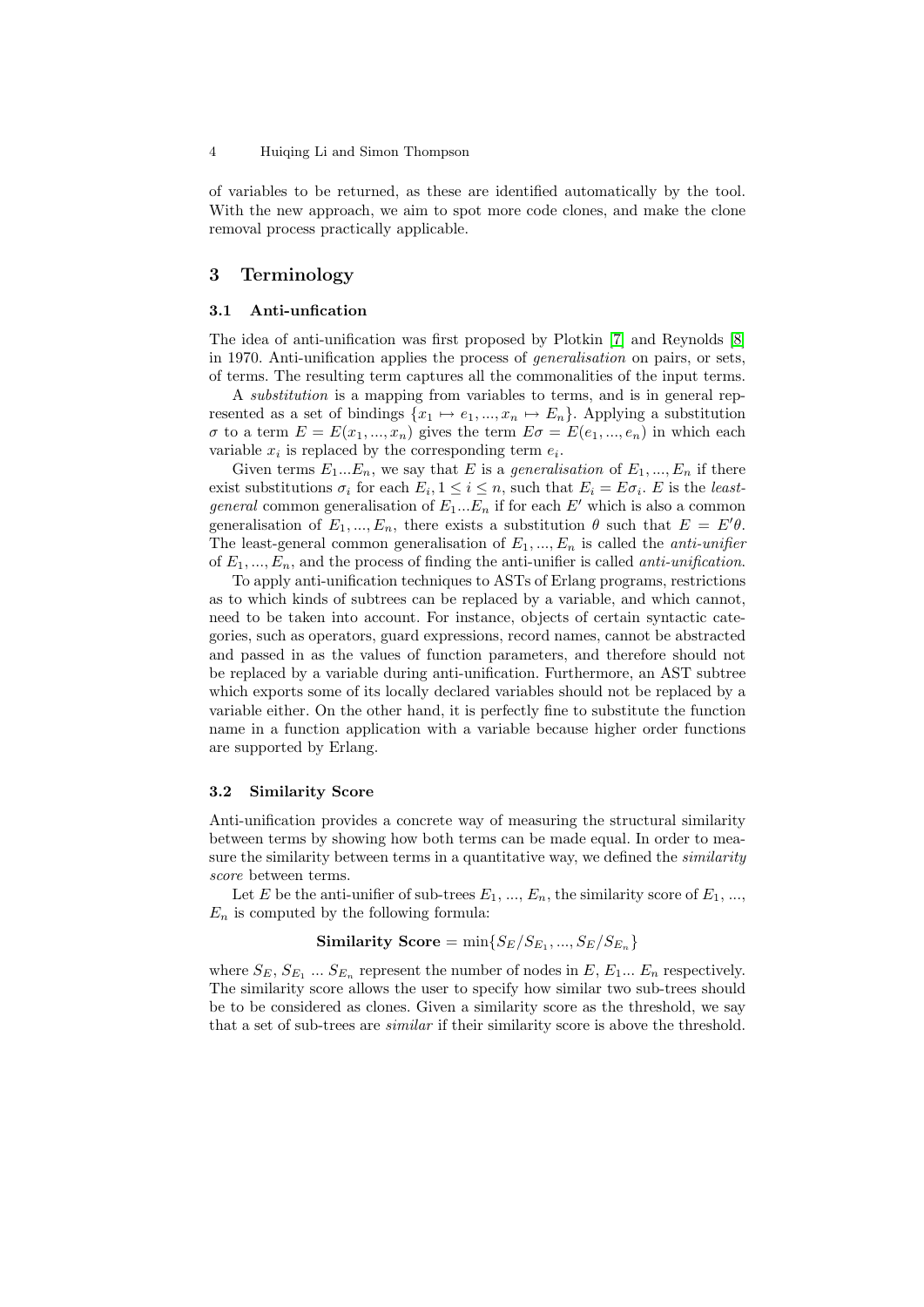of variables to be returned, as these are identified automatically by the tool. With the new approach, we aim to spot more code clones, and make the clone removal process practically applicable.

## 3 Terminology

### 3.1 Anti-unfication

The idea of anti-unification was first proposed by Plotkin [7] and Reynolds [8] in 1970. Anti-unification applies the process of *generalisation* on pairs, or sets, of terms. The resulting term captures all the commonalities of the input terms.

A *substitution* is a mapping from variables to terms, and is in general represented as a set of bindings $\{x_1 \mapsto e_1, ..., x_n \mapsto E_n\}$. Applying a substitution $\sigma$ to a term $E = E(x_1, ..., x_n)$ gives the term $E\sigma = E(e_1, ..., e_n)$ in which each variable $x_i$ is replaced by the corresponding term $e_i$.

Given terms $E_1 ... E_n$, we say that $E$ is a *generalisation* of $E_1, ..., E_n$ if there exist substitutions $\sigma_i$ for each $E_i, 1 \leq i \leq n$, such that $E_i = E\sigma_i$. $E$ is the *least-general* common generalisation of $E_1 ... E_n$ if for each $E'$ which is also a common generalisation of $E_1, ..., E_n$, there exists a substitution $\theta$ such that $E = E'\theta$. The least-general common generalisation of $E_1, ..., E_n$ is called the *anti-unifier* of $E_1, ..., E_n$, and the process of finding the anti-unifier is called *anti-unification*.

To apply anti-unification techniques to ASTs of Erlang programs, restrictions as to which kinds of subtrees can be replaced by a variable, and which cannot, need to be taken into account. For instance, objects of certain syntactic categories, such as operators, guard expressions, record names, cannot be abstracted and passed in as the values of function parameters, and therefore should not be replaced by a variable during anti-unification. Furthermore, an AST subtree which exports some of its locally declared variables should not be replaced by a variable either. On the other hand, it is perfectly fine to substitute the function name in a function application with a variable because higher order functions are supported by Erlang.

### 3.2 Similarity Score

Anti-unification provides a concrete way of measuring the structural similarity between terms by showing how both terms can be made equal. In order to measure the similarity between terms in a quantitative way, we defined the *similarity score* between terms.

Let $E$ be the anti-unifier of sub-trees $E_1$, ..., $E_n$, the similarity score of $E_1$, ..., $E_n$ is computed by the following formula:

$$\textbf{Similarity Score} = \min\{S_E/S_{E_1}, ..., S_E/S_{E_n}\}$$

where $S_E$, $S_{E_1}$ ... $S_{E_n}$ represent the number of nodes in $E$, $E_1$... $E_n$ respectively. The similarity score allows the user to specify how similar two sub-trees should be to be considered as clones. Given a similarity score as the threshold, we say that a set of sub-trees are *similar* if their similarity score is above the threshold.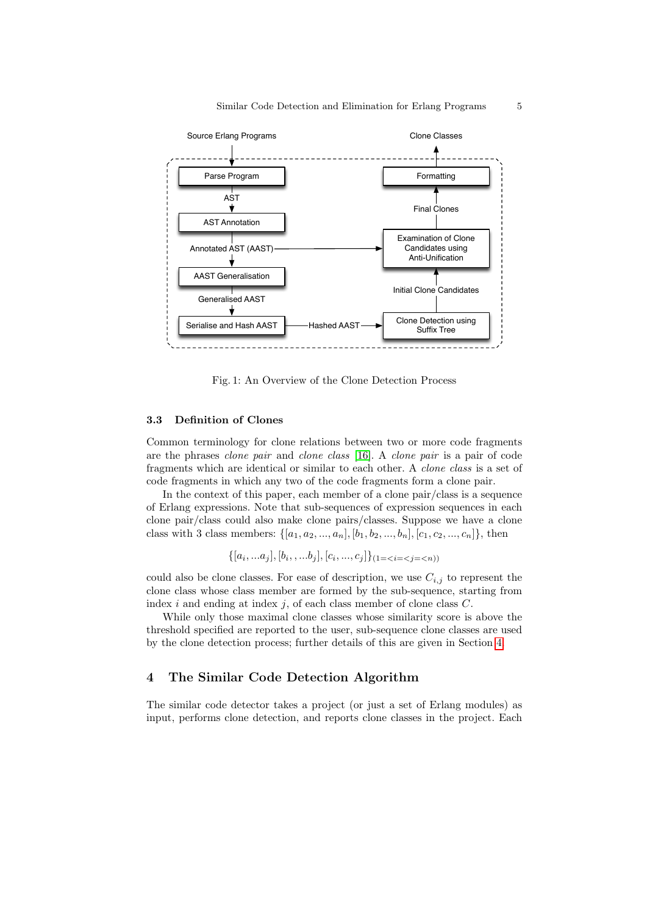Fig. 1: An Overview of the Clone Detection Process

### 3.3 Definition of Clones

Common terminology for clone relations between two or more code fragments are the phrases *clone pair* and *clone class* [16]. A *clone pair* is a pair of code fragments which are identical or similar to each other. A *clone class* is a set of code fragments in which any two of the code fragments form a clone pair.

In the context of this paper, each member of a clone pair/class is a sequence of Erlang expressions. Note that sub-sequences of expression sequences in each clone pair/class could also make clone pairs/classes. Suppose we have a clone class with 3 class members: $\{[a_1, a_2, ..., a_n], [b_1, b_2, ..., b_n], [c_1, c_2, ..., c_n]\}$, then

$$\{[a_i, ...a_j], [b_i, , ...b_j], [c_i, ..., c_j]\}_{(1=<i=<j=<n))}$$

could also be clone classes. For ease of description, we use $C_{i,j}$ to represent the clone class whose class member are formed by the sub-sequence, starting from index $i$ and ending at index $j$, of each class member of clone class $C$.

While only those maximal clone classes whose similarity score is above the threshold specified are reported to the user, sub-sequence clone classes are used by the clone detection process; further details of this are given in Section 4.

## 4 The Similar Code Detection Algorithm

The similar code detector takes a project (or just a set of Erlang modules) as input, performs clone detection, and reports clone classes in the project. Each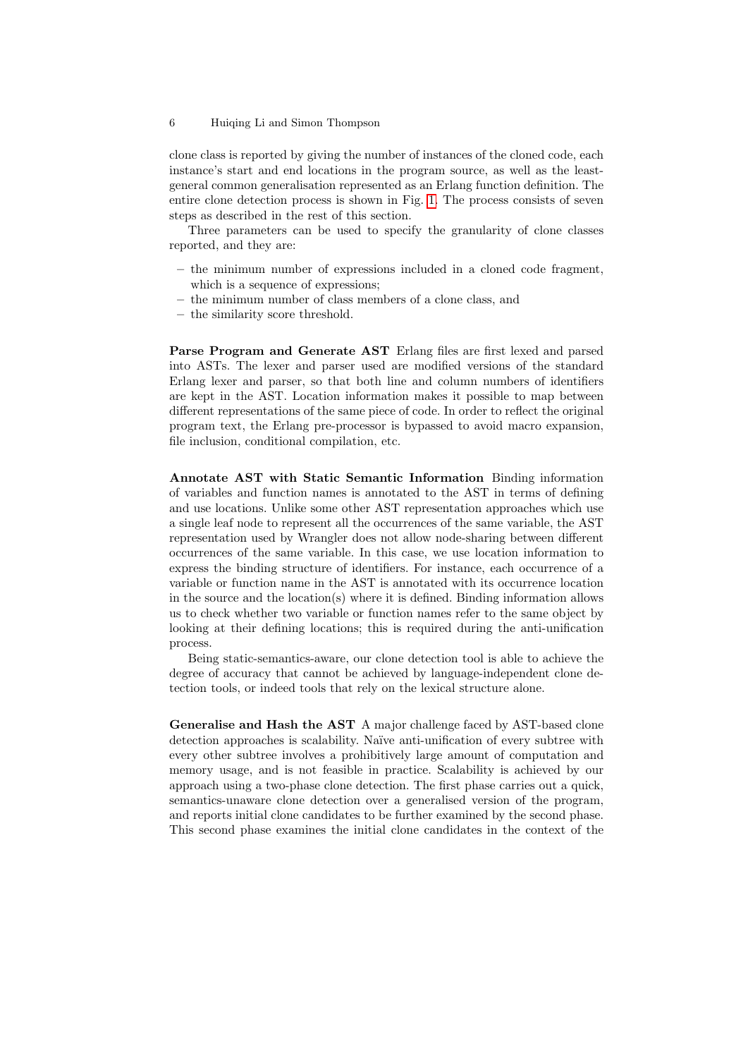clone class is reported by giving the number of instances of the cloned code, each instance's start and end locations in the program source, as well as the least-general common generalisation represented as an Erlang function definition. The entire clone detection process is shown in Fig. 1. The process consists of seven steps as described in the rest of this section.

Three parameters can be used to specify the granularity of clone classes reported, and they are:

- the minimum number of expressions included in a cloned code fragment, which is a sequence of expressions;
- the minimum number of class members of a clone class, and
- the similarity score threshold.

**Parse Program and Generate AST** Erlang files are first lexed and parsed into ASTs. The lexer and parser used are modified versions of the standard Erlang lexer and parser, so that both line and column numbers of identifiers are kept in the AST. Location information makes it possible to map between different representations of the same piece of code. In order to reflect the original program text, the Erlang pre-processor is bypassed to avoid macro expansion, file inclusion, conditional compilation, etc.

**Annotate AST with Static Semantic Information** Binding information of variables and function names is annotated to the AST in terms of defining and use locations. Unlike some other AST representation approaches which use a single leaf node to represent all the occurrences of the same variable, the AST representation used by Wrangler does not allow node-sharing between different occurrences of the same variable. In this case, we use location information to express the binding structure of identifiers. For instance, each occurrence of a variable or function name in the AST is annotated with its occurrence location in the source and the location(s) where it is defined. Binding information allows us to check whether two variable or function names refer to the same object by looking at their defining locations; this is required during the anti-unification process.

Being static-semantics-aware, our clone detection tool is able to achieve the degree of accuracy that cannot be achieved by language-independent clone detection tools, or indeed tools that rely on the lexical structure alone.

**Generalise and Hash the AST** A major challenge faced by AST-based clone detection approaches is scalability. Naïve anti-unification of every subtree with every other subtree involves a prohibitively large amount of computation and memory usage, and is not feasible in practice. Scalability is achieved by our approach using a two-phase clone detection. The first phase carries out a quick, semantics-unaware clone detection over a generalised version of the program, and reports initial clone candidates to be further examined by the second phase. This second phase examines the initial clone candidates in the context of the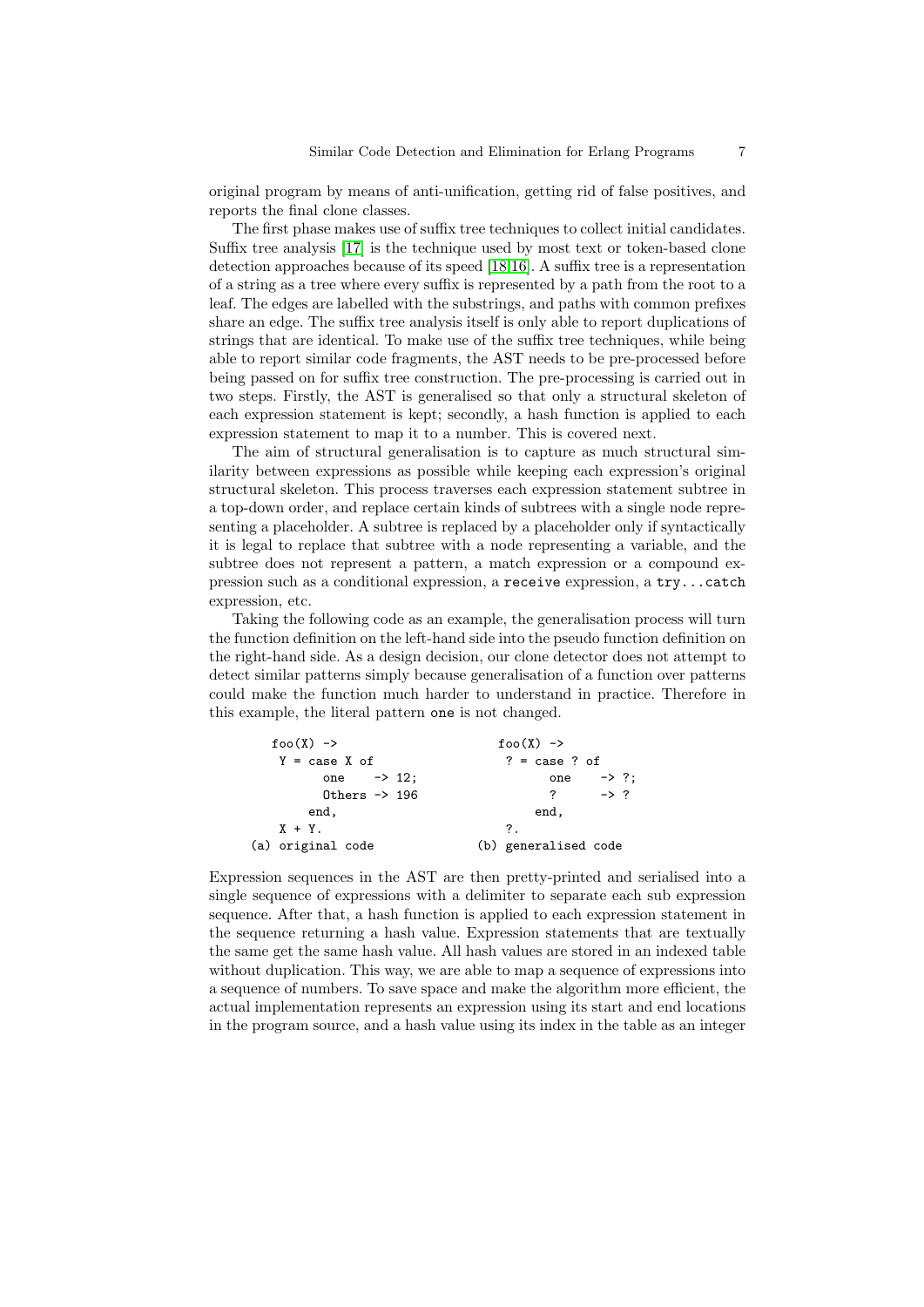original program by means of anti-unification, getting rid of false positives, and reports the final clone classes.

The first phase makes use of suffix tree techniques to collect initial candidates. Suffix tree analysis [17] is the technique used by most text or token-based clone detection approaches because of its speed [18,16]. A suffix tree is a representation of a string as a tree where every suffix is represented by a path from the root to a leaf. The edges are labelled with the substrings, and paths with common prefixes share an edge. The suffix tree analysis itself is only able to report duplications of strings that are identical. To make use of the suffix tree techniques, while being able to report similar code fragments, the AST needs to be pre-processed before being passed on for suffix tree construction. The pre-processing is carried out in two steps. Firstly, the AST is generalised so that only a structural skeleton of each expression statement is kept; secondly, a hash function is applied to each expression statement to map it to a number. This is covered next.

The aim of structural generalisation is to capture as much structural similarity between expressions as possible while keeping each expression's original structural skeleton. This process traverses each expression statement subtree in a top-down order, and replace certain kinds of subtrees with a single node representing a placeholder. A subtree is replaced by a placeholder only if syntactically it is legal to replace that subtree with a node representing a variable, and the subtree does not represent a pattern, a match expression or a compound expression such as a conditional expression, a `receive` expression, a `try...catch` expression, etc.

Taking the following code as an example, the generalisation process will turn the function definition on the left-hand side into the pseudo function definition on the right-hand side. As a design decision, our clone detector does not attempt to detect similar patterns simply because generalisation of a function over patterns could make the function much harder to understand in practice. Therefore in this example, the literal pattern `one` is not changed.

```
foo(X) ->                       foo(X) ->
 Y = case X of                   ? = case ? of
       one    -> 12;                   one    -> ?;
       Others -> 196                   ?      -> ?
     end,                            end,
 X + Y.                          ?.
(a) original code              (b) generalised code
```

Expression sequences in the AST are then pretty-printed and serialised into a single sequence of expressions with a delimiter to separate each sub expression sequence. After that, a hash function is applied to each expression statement in the sequence returning a hash value. Expression statements that are textually the same get the same hash value. All hash values are stored in an indexed table without duplication. This way, we are able to map a sequence of expressions into a sequence of numbers. To save space and make the algorithm more efficient, the actual implementation represents an expression using its start and end locations in the program source, and a hash value using its index in the table as an integer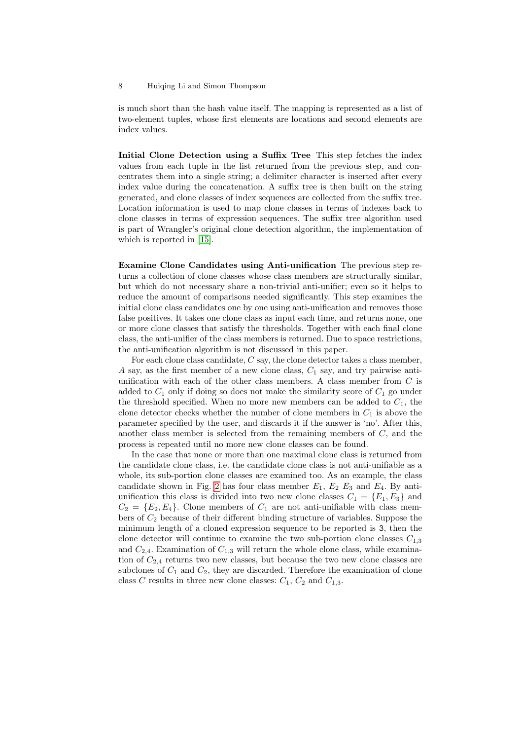is much short than the hash value itself. The mapping is represented as a list of two-element tuples, whose first elements are locations and second elements are index values.

**Initial Clone Detection using a Suffix Tree** This step fetches the index values from each tuple in the list returned from the previous step, and concentrates them into a single string; a delimiter character is inserted after every index value during the concatenation. A suffix tree is then built on the string generated, and clone classes of index sequences are collected from the suffix tree. Location information is used to map clone classes in terms of indexes back to clone classes in terms of expression sequences. The suffix tree algorithm used is part of Wrangler's original clone detection algorithm, the implementation of which is reported in [15].

**Examine Clone Candidates using Anti-unification** The previous step returns a collection of clone classes whose class members are structurally similar, but which do not necessary share a non-trivial anti-unifier; even so it helps to reduce the amount of comparisons needed significantly. This step examines the initial clone class candidates one by one using anti-unification and removes those false positives. It takes one clone class as input each time, and returns none, one or more clone classes that satisfy the thresholds. Together with each final clone class, the anti-unifier of the class members is returned. Due to space restrictions, the anti-unification algorithm is not discussed in this paper.

For each clone class candidate, $C$ say, the clone detector takes a class member, $A$ say, as the first member of a new clone class, $C_1$ say, and try pairwise anti-unification with each of the other class members. A class member from $C$ is added to $C_1$ only if doing so does not make the similarity score of $C_1$ go under the threshold specified. When no more new members can be added to $C_1$, the clone detector checks whether the number of clone members in $C_1$ is above the parameter specified by the user, and discards it if the answer is 'no'. After this, another class member is selected from the remaining members of $C$, and the process is repeated until no more new clone classes can be found.

In the case that none or more than one maximal clone class is returned from the candidate clone class, i.e. the candidate clone class is not anti-unifiable as a whole, its sub-portion clone classes are examined too. As an example, the class candidate shown in Fig. 2 has four class member $E_1$, $E_2$ $E_3$ and $E_4$. By anti-unification this class is divided into two new clone classes $C_1 = \{E_1, E_3\}$ and $C_2 = \{E_2, E_4\}$. Clone members of $C_1$ are not anti-unifiable with class members of $C_2$ because of their different binding structure of variables. Suppose the minimum length of a cloned expression sequence to be reported is `3`, then the clone detector will continue to examine the two sub-portion clone classes $C_{1,3}$ and $C_{2,4}$. Examination of $C_{1,3}$ will return the whole clone class, while examination of $C_{2,4}$ returns two new classes, but because the two new clone classes are subclones of $C_1$ and $C_2$, they are discarded. Therefore the examination of clone class $C$ results in three new clone classes: $C_1$, $C_2$ and $C_{1,3}$.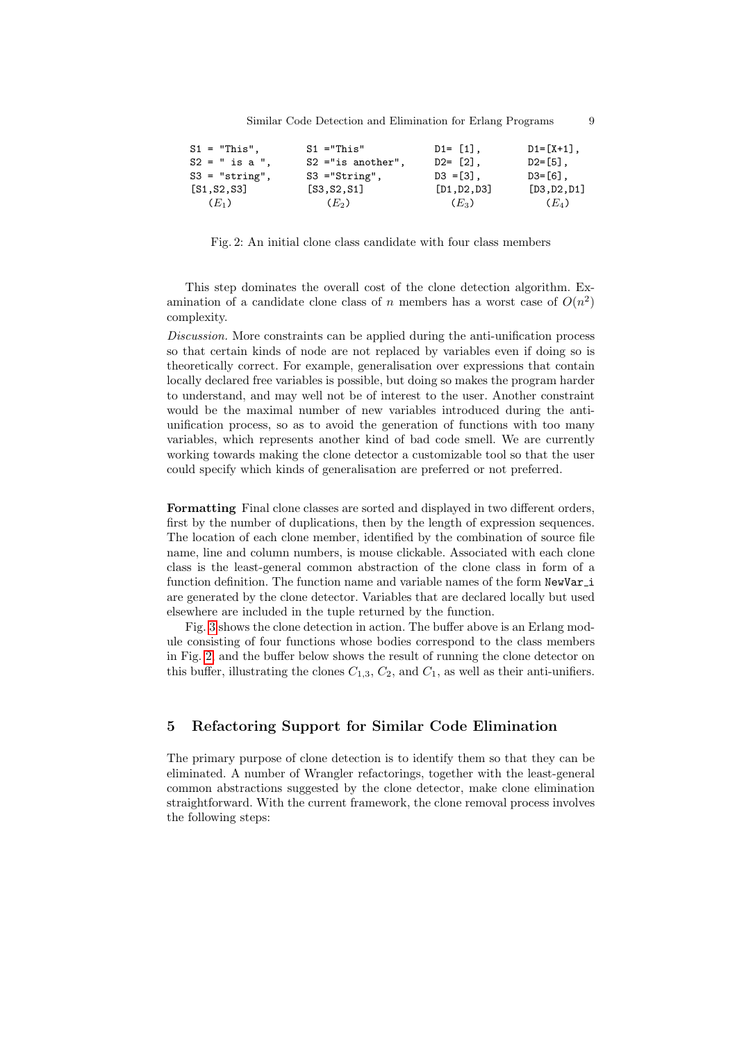```
S1 = "This",        S1 ="This"           D1= [1],      D1=[X+1],
S2 = " is a ",      S2 ="is another",    D2= [2],      D2=[5],
S3 = "string",      S3 ="String",        D3 =[3],      D3=[6],
[S1,S2,S3]          [S3,S2,S1]           [D1,D2,D3]    [D3,D2,D1]
   (E1)                (E2)                 (E3)          (E4)
```

Fig. 2: An initial clone class candidate with four class members

This step dominates the overall cost of the clone detection algorithm. Examination of a candidate clone class of $n$ members has a worst case of $O(n^2)$ complexity.

*Discussion.* More constraints can be applied during the anti-unification process so that certain kinds of node are not replaced by variables even if doing so is theoretically correct. For example, generalisation over expressions that contain locally declared free variables is possible, but doing so makes the program harder to understand, and may well not be of interest to the user. Another constraint would be the maximal number of new variables introduced during the anti-unification process, so as to avoid the generation of functions with too many variables, which represents another kind of bad code smell. We are currently working towards making the clone detector a customizable tool so that the user could specify which kinds of generalisation are preferred or not preferred.

**Formatting** Final clone classes are sorted and displayed in two different orders, first by the number of duplications, then by the length of expression sequences. The location of each clone member, identified by the combination of source file name, line and column numbers, is mouse clickable. Associated with each clone class is the least-general common abstraction of the clone class in form of a function definition. The function name and variable names of the form `NewVar_i` are generated by the clone detector. Variables that are declared locally but used elsewhere are included in the tuple returned by the function.

Fig. 3 shows the clone detection in action. The buffer above is an Erlang module consisting of four functions whose bodies correspond to the class members in Fig. 2, and the buffer below shows the result of running the clone detector on this buffer, illustrating the clones $C_{1,3}$, $C_2$, and $C_1$, as well as their anti-unifiers.

## 5 Refactoring Support for Similar Code Elimination

The primary purpose of clone detection is to identify them so that they can be eliminated. A number of Wrangler refactorings, together with the least-general common abstractions suggested by the clone detector, make clone elimination straightforward. With the current framework, the clone removal process involves the following steps: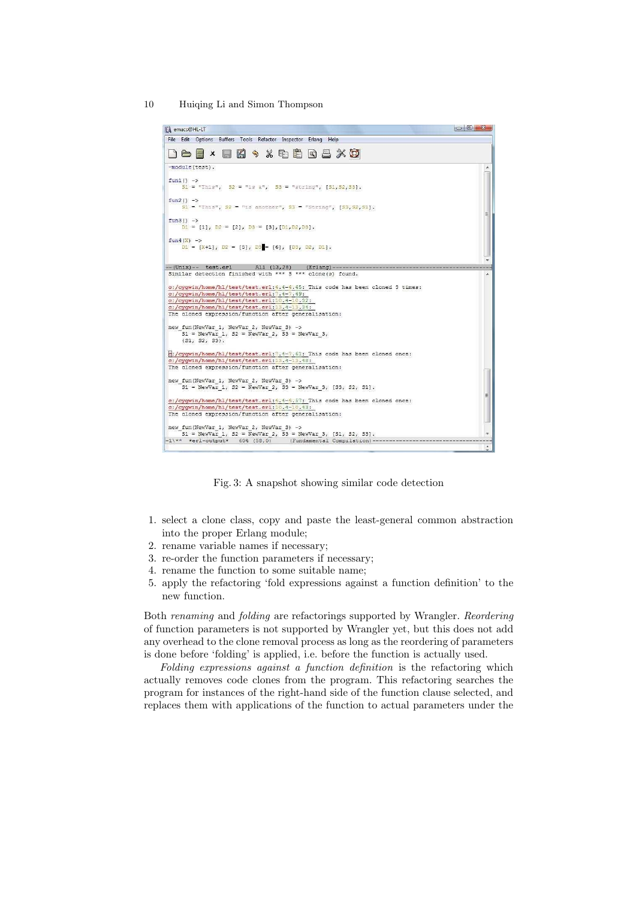Fig. 3: A snapshot showing similar code detection

1. select a clone class, copy and paste the least-general common abstraction into the proper Erlang module;
2. rename variable names if necessary;
3. re-order the function parameters if necessary;
4. rename the function to some suitable name;
5. apply the refactoring 'fold expressions against a function definition' to the new function.

Both *renaming* and *folding* are refactorings supported by Wrangler. *Reordering* of function parameters is not supported by Wrangler yet, but this does not add any overhead to the clone removal process as long as the reordering of parameters is done before 'folding' is applied, i.e. before the function is actually used.

*Folding expressions against a function definition* is the refactoring which actually removes code clones from the program. This refactoring searches the program for instances of the right-hand side of the function clause selected, and replaces them with applications of the function to actual parameters under the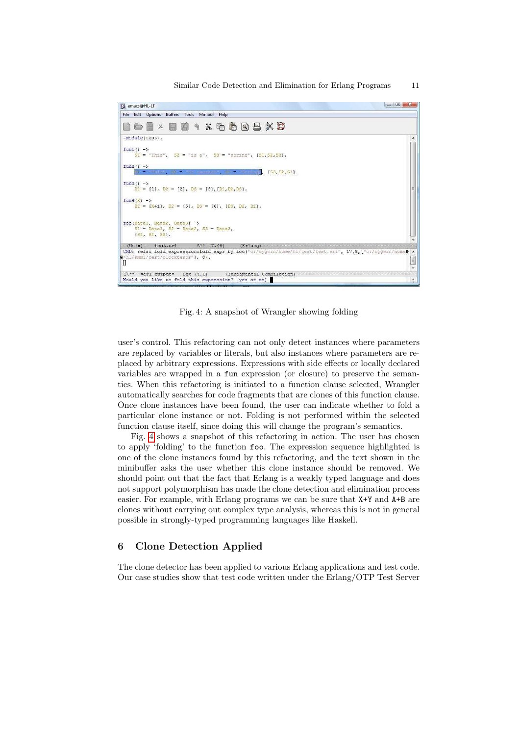Fig. 4: A snapshot of Wrangler showing folding

user's control. This refactoring can not only detect instances where parameters are replaced by variables or literals, but also instances where parameters are replaced by arbitrary expressions. Expressions with side effects or locally declared variables are wrapped in a `fun` expression (or closure) to preserve the semantics. When this refactoring is initiated to a function clause selected, Wrangler automatically searches for code fragments that are clones of this function clause. Once clone instances have been found, the user can indicate whether to fold a particular clone instance or not. Folding is not performed within the selected function clause itself, since doing this will change the program's semantics.

Fig. 4 shows a snapshot of this refactoring in action. The user has chosen to apply 'folding' to the function `foo`. The expression sequence highlighted is one of the clone instances found by this refactoring, and the text shown in the minibuffer asks the user whether this clone instance should be removed. We should point out that the fact that Erlang is a weakly typed language and does not support polymorphism has made the clone detection and elimination process easier. For example, with Erlang programs we can be sure that `X+Y` and `A+B` are clones without carrying out complex type analysis, whereas this is not in general possible in strongly-typed programming languages like Haskell.

## 6 Clone Detection Applied

The clone detector has been applied to various Erlang applications and test code. Our case studies show that test code written under the Erlang/OTP Test Server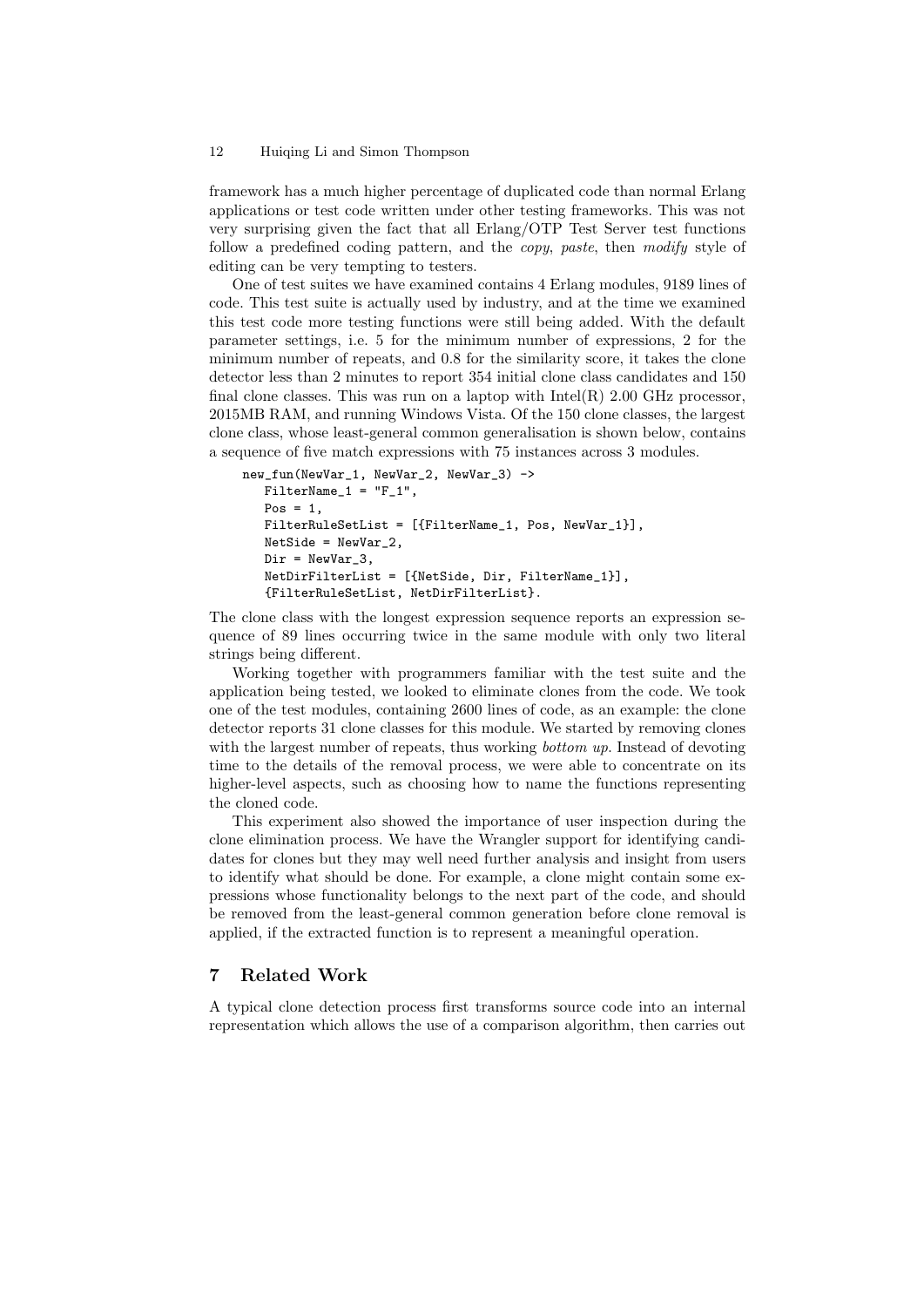framework has a much higher percentage of duplicated code than normal Erlang applications or test code written under other testing frameworks. This was not very surprising given the fact that all Erlang/OTP Test Server test functions follow a predefined coding pattern, and the *copy*, *paste*, then *modify* style of editing can be very tempting to testers.

One of test suites we have examined contains 4 Erlang modules, 9189 lines of code. This test suite is actually used by industry, and at the time we examined this test code more testing functions were still being added. With the default parameter settings, i.e. 5 for the minimum number of expressions, 2 for the minimum number of repeats, and 0.8 for the similarity score, it takes the clone detector less than 2 minutes to report 354 initial clone class candidates and 150 final clone classes. This was run on a laptop with Intel(R) 2.00 GHz processor, 2015MB RAM, and running Windows Vista. Of the 150 clone classes, the largest clone class, whose least-general common generalisation is shown below, contains a sequence of five match expressions with 75 instances across 3 modules.

```
new_fun(NewVar_1, NewVar_2, NewVar_3) ->
   FilterName_1 = "F_1",
   Pos = 1,
   FilterRuleSetList = [{FilterName_1, Pos, NewVar_1}],
   NetSide = NewVar_2,
   Dir = NewVar_3,
   NetDirFilterList = [{NetSide, Dir, FilterName_1}],
   {FilterRuleSetList, NetDirFilterList}.
```

The clone class with the longest expression sequence reports an expression sequence of 89 lines occurring twice in the same module with only two literal strings being different.

Working together with programmers familiar with the test suite and the application being tested, we looked to eliminate clones from the code. We took one of the test modules, containing 2600 lines of code, as an example: the clone detector reports 31 clone classes for this module. We started by removing clones with the largest number of repeats, thus working *bottom up*. Instead of devoting time to the details of the removal process, we were able to concentrate on its higher-level aspects, such as choosing how to name the functions representing the cloned code.

This experiment also showed the importance of user inspection during the clone elimination process. We have the Wrangler support for identifying candidates for clones but they may well need further analysis and insight from users to identify what should be done. For example, a clone might contain some expressions whose functionality belongs to the next part of the code, and should be removed from the least-general common generation before clone removal is applied, if the extracted function is to represent a meaningful operation.

## 7 Related Work

A typical clone detection process first transforms source code into an internal representation which allows the use of a comparison algorithm, then carries out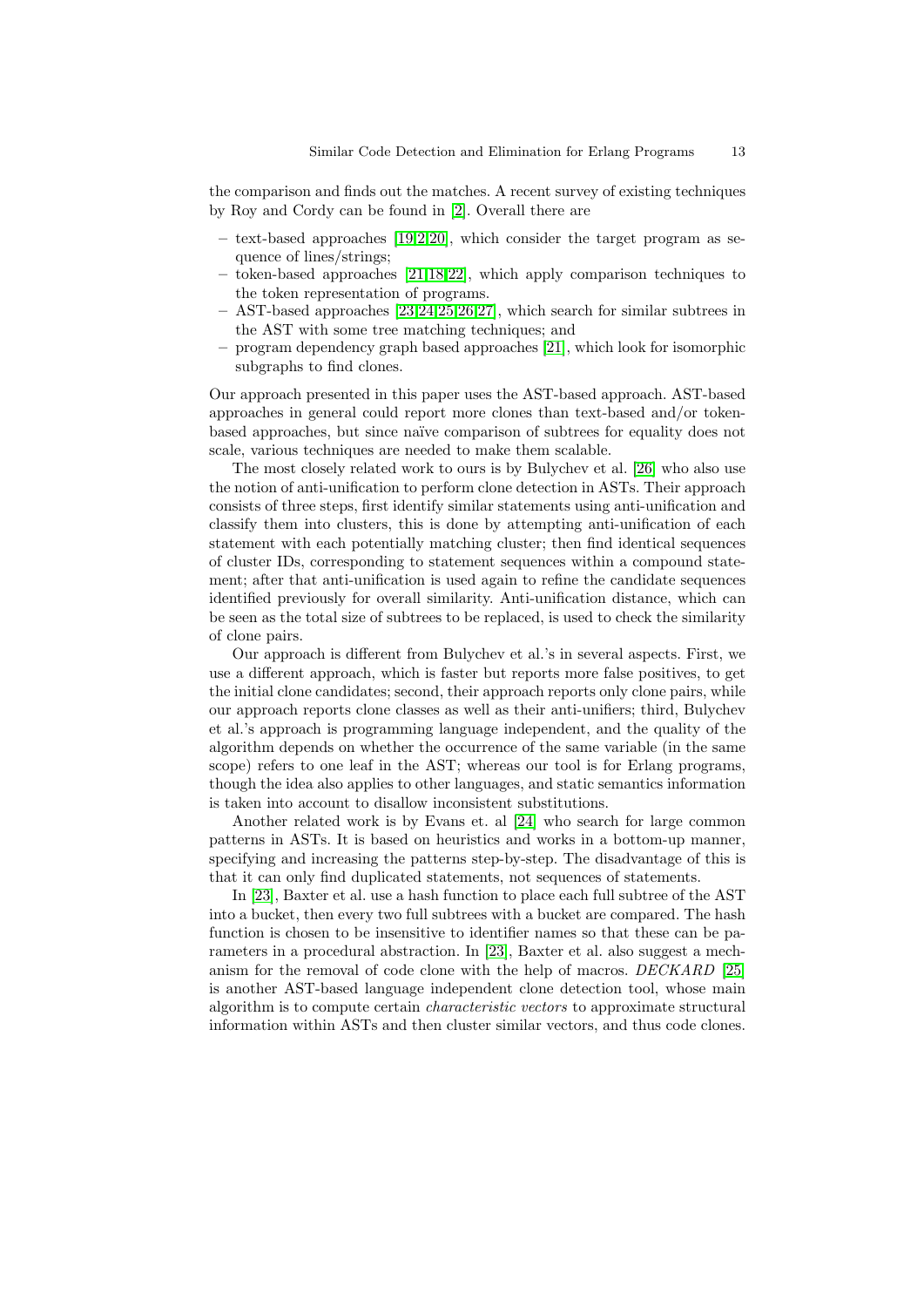the comparison and finds out the matches. A recent survey of existing techniques by Roy and Cordy can be found in [2]. Overall there are

- text-based approaches [19,2,20], which consider the target program as sequence of lines/strings;
- token-based approaches [21,18,22], which apply comparison techniques to the token representation of programs.
- AST-based approaches [23,24,25,26,27], which search for similar subtrees in the AST with some tree matching techniques; and
- program dependency graph based approaches [21], which look for isomorphic subgraphs to find clones.

Our approach presented in this paper uses the AST-based approach. AST-based approaches in general could report more clones than text-based and/or token-based approaches, but since naïve comparison of subtrees for equality does not scale, various techniques are needed to make them scalable.

The most closely related work to ours is by Bulychev et al. [26] who also use the notion of anti-unification to perform clone detection in ASTs. Their approach consists of three steps, first identify similar statements using anti-unification and classify them into clusters, this is done by attempting anti-unification of each statement with each potentially matching cluster; then find identical sequences of cluster IDs, corresponding to statement sequences within a compound statement; after that anti-unification is used again to refine the candidate sequences identified previously for overall similarity. Anti-unification distance, which can be seen as the total size of subtrees to be replaced, is used to check the similarity of clone pairs.

Our approach is different from Bulychev et al.'s in several aspects. First, we use a different approach, which is faster but reports more false positives, to get the initial clone candidates; second, their approach reports only clone pairs, while our approach reports clone classes as well as their anti-unifiers; third, Bulychev et al.'s approach is programming language independent, and the quality of the algorithm depends on whether the occurrence of the same variable (in the same scope) refers to one leaf in the AST; whereas our tool is for Erlang programs, though the idea also applies to other languages, and static semantics information is taken into account to disallow inconsistent substitutions.

Another related work is by Evans et. al [24] who search for large common patterns in ASTs. It is based on heuristics and works in a bottom-up manner, specifying and increasing the patterns step-by-step. The disadvantage of this is that it can only find duplicated statements, not sequences of statements.

In [23], Baxter et al. use a hash function to place each full subtree of the AST into a bucket, then every two full subtrees with a bucket are compared. The hash function is chosen to be insensitive to identifier names so that these can be parameters in a procedural abstraction. In [23], Baxter et al. also suggest a mechanism for the removal of code clone with the help of macros. *DECKARD* [25] is another AST-based language independent clone detection tool, whose main algorithm is to compute certain *characteristic vectors* to approximate structural information within ASTs and then cluster similar vectors, and thus code clones.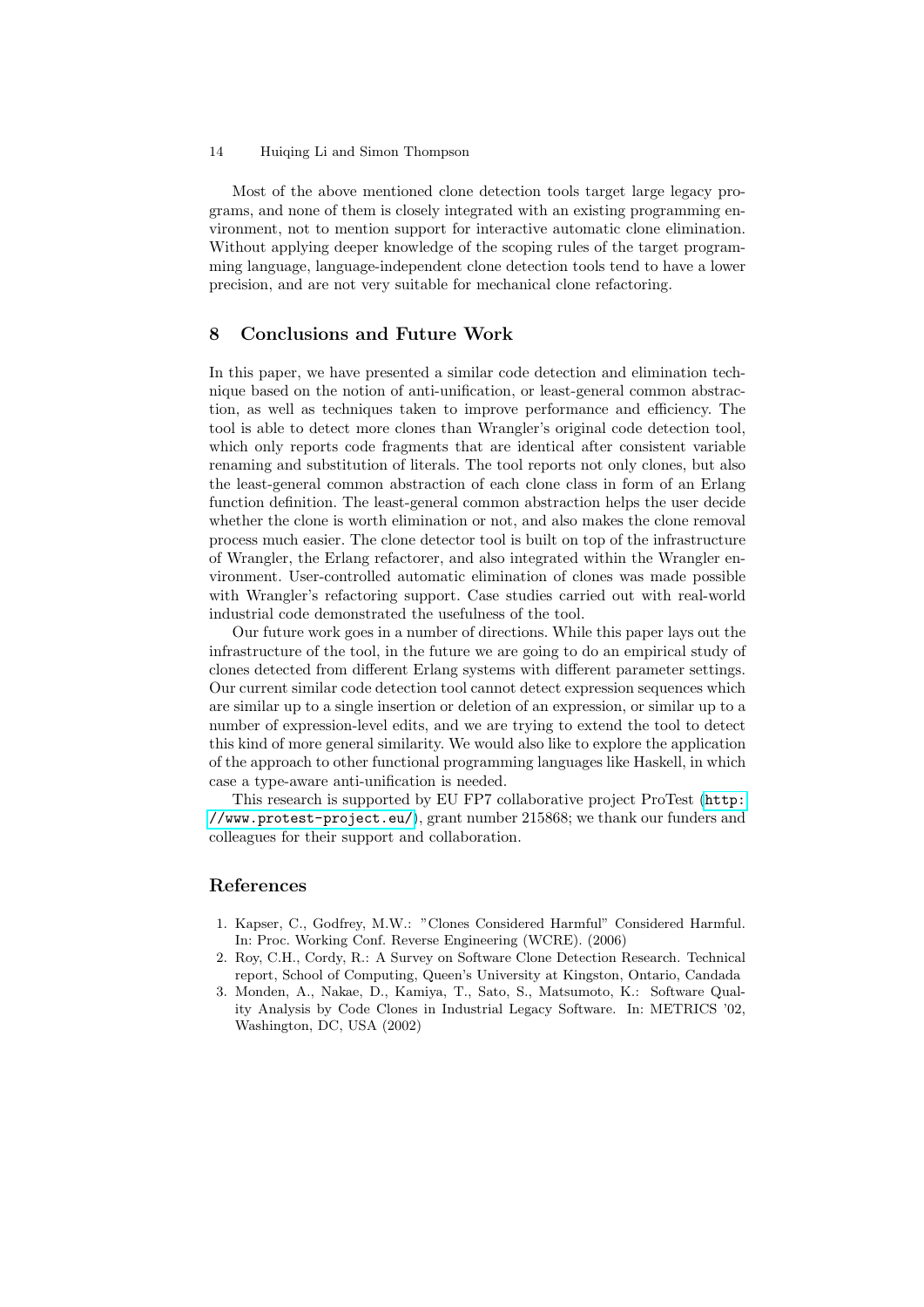Most of the above mentioned clone detection tools target large legacy programs, and none of them is closely integrated with an existing programming environment, not to mention support for interactive automatic clone elimination. Without applying deeper knowledge of the scoping rules of the target programming language, language-independent clone detection tools tend to have a lower precision, and are not very suitable for mechanical clone refactoring.

## 8 Conclusions and Future Work

In this paper, we have presented a similar code detection and elimination technique based on the notion of anti-unification, or least-general common abstraction, as well as techniques taken to improve performance and efficiency. The tool is able to detect more clones than Wrangler's original code detection tool, which only reports code fragments that are identical after consistent variable renaming and substitution of literals. The tool reports not only clones, but also the least-general common abstraction of each clone class in form of an Erlang function definition. The least-general common abstraction helps the user decide whether the clone is worth elimination or not, and also makes the clone removal process much easier. The clone detector tool is built on top of the infrastructure of Wrangler, the Erlang refactorer, and also integrated within the Wrangler environment. User-controlled automatic elimination of clones was made possible with Wrangler's refactoring support. Case studies carried out with real-world industrial code demonstrated the usefulness of the tool.

Our future work goes in a number of directions. While this paper lays out the infrastructure of the tool, in the future we are going to do an empirical study of clones detected from different Erlang systems with different parameter settings. Our current similar code detection tool cannot detect expression sequences which are similar up to a single insertion or deletion of an expression, or similar up to a number of expression-level edits, and we are trying to extend the tool to detect this kind of more general similarity. We would also like to explore the application of the approach to other functional programming languages like Haskell, in which case a type-aware anti-unification is needed.

This research is supported by EU FP7 collaborative project ProTest (http://www.protest-project.eu/), grant number 215868; we thank our funders and colleagues for their support and collaboration.

## References

1. Kapser, C., Godfrey, M.W.: "Clones Considered Harmful" Considered Harmful. In: Proc. Working Conf. Reverse Engineering (WCRE). (2006)
2. Roy, C.H., Cordy, R.: A Survey on Software Clone Detection Research. Technical report, School of Computing, Queen's University at Kingston, Ontario, Candada
3. Monden, A., Nakae, D., Kamiya, T., Sato, S., Matsumoto, K.: Software Quality Analysis by Code Clones in Industrial Legacy Software. In: METRICS '02, Washington, DC, USA (2002)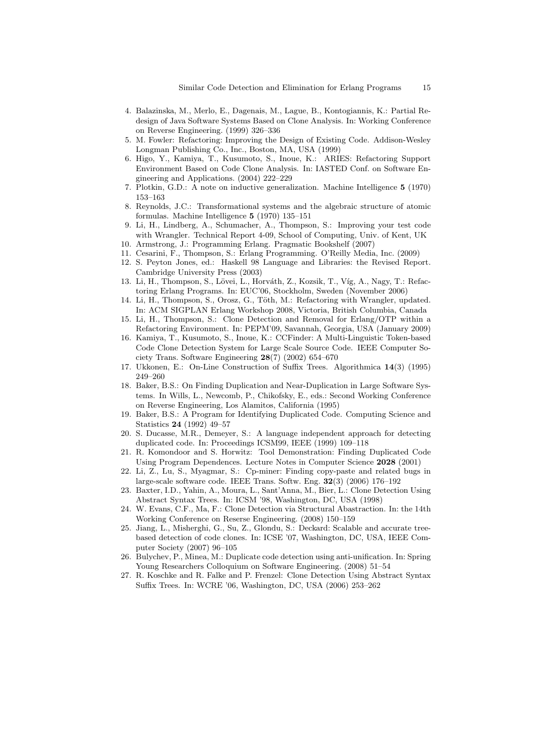4. Balazinska, M., Merlo, E., Dagenais, M., Lague, B., Kontogiannis, K.: Partial Redesign of Java Software Systems Based on Clone Analysis. In: Working Conference on Reverse Engineering. (1999) 326–336
5. M. Fowler: Refactoring: Improving the Design of Existing Code. Addison-Wesley Longman Publishing Co., Inc., Boston, MA, USA (1999)
6. Higo, Y., Kamiya, T., Kusumoto, S., Inoue, K.: ARIES: Refactoring Support Environment Based on Code Clone Analysis. In: IASTED Conf. on Software Engineering and Applications. (2004) 222–229
7. Plotkin, G.D.: A note on inductive generalization. Machine Intelligence **5** (1970) 153–163
8. Reynolds, J.C.: Transformational systems and the algebraic structure of atomic formulas. Machine Intelligence **5** (1970) 135–151
9. Li, H., Lindberg, A., Schumacher, A., Thompson, S.: Improving your test code with Wrangler. Technical Report 4-09, School of Computing, Univ. of Kent, UK
10. Armstrong, J.: Programming Erlang. Pragmatic Bookshelf (2007)
11. Cesarini, F., Thompson, S.: Erlang Programming. O'Reilly Media, Inc. (2009)
12. S. Peyton Jones, ed.: Haskell 98 Language and Libraries: the Revised Report. Cambridge University Press (2003)
13. Li, H., Thompson, S., Lövei, L., Horváth, Z., Kozsik, T., Víg, A., Nagy, T.: Refactoring Erlang Programs. In: EUC'06, Stockholm, Sweden (November 2006)
14. Li, H., Thompson, S., Orosz, G., Töth, M.: Refactoring with Wrangler, updated. In: ACM SIGPLAN Erlang Workshop 2008, Victoria, British Columbia, Canada
15. Li, H., Thompson, S.: Clone Detection and Removal for Erlang/OTP within a Refactoring Environment. In: PEPM'09, Savannah, Georgia, USA (January 2009)
16. Kamiya, T., Kusumoto, S., Inoue, K.: CCFinder: A Multi-Linguistic Token-based Code Clone Detection System for Large Scale Source Code. IEEE Computer Society Trans. Software Engineering **28**(7) (2002) 654–670
17. Ukkonen, E.: On-Line Construction of Suffix Trees. Algorithmica **14**(3) (1995) 249–260
18. Baker, B.S.: On Finding Duplication and Near-Duplication in Large Software Systems. In Wills, L., Newcomb, P., Chikofsky, E., eds.: Second Working Conference on Reverse Engineering, Los Alamitos, California (1995)
19. Baker, B.S.: A Program for Identifying Duplicated Code. Computing Science and Statistics **24** (1992) 49–57
20. S. Ducasse, M.R., Demeyer, S.: A language independent approach for detecting duplicated code. In: Proceedings ICSM99, IEEE (1999) 109–118
21. R. Komondoor and S. Horwitz: Tool Demonstration: Finding Duplicated Code Using Program Dependences. Lecture Notes in Computer Science **2028** (2001)
22. Li, Z., Lu, S., Myagmar, S.: Cp-miner: Finding copy-paste and related bugs in large-scale software code. IEEE Trans. Softw. Eng. **32**(3) (2006) 176–192
23. Baxter, I.D., Yahin, A., Moura, L., Sant'Anna, M., Bier, L.: Clone Detection Using Abstract Syntax Trees. In: ICSM '98, Washington, DC, USA (1998)
24. W. Evans, C.F., Ma, F.: Clone Detection via Structural Abastraction. In: the 14th Working Conference on Reserse Engineering. (2008) 150–159
25. Jiang, L., Misherghi, G., Su, Z., Glondu, S.: Deckard: Scalable and accurate tree-based detection of code clones. In: ICSE '07, Washington, DC, USA, IEEE Computer Society (2007) 96–105
26. Bulychev, P., Minea, M.: Duplicate code detection using anti-unification. In: Spring Young Researchers Colloquium on Software Engineering. (2008) 51–54
27. R. Koschke and R. Falke and P. Frenzel: Clone Detection Using Abstract Syntax Suffix Trees. In: WCRE '06, Washington, DC, USA (2006) 253–262